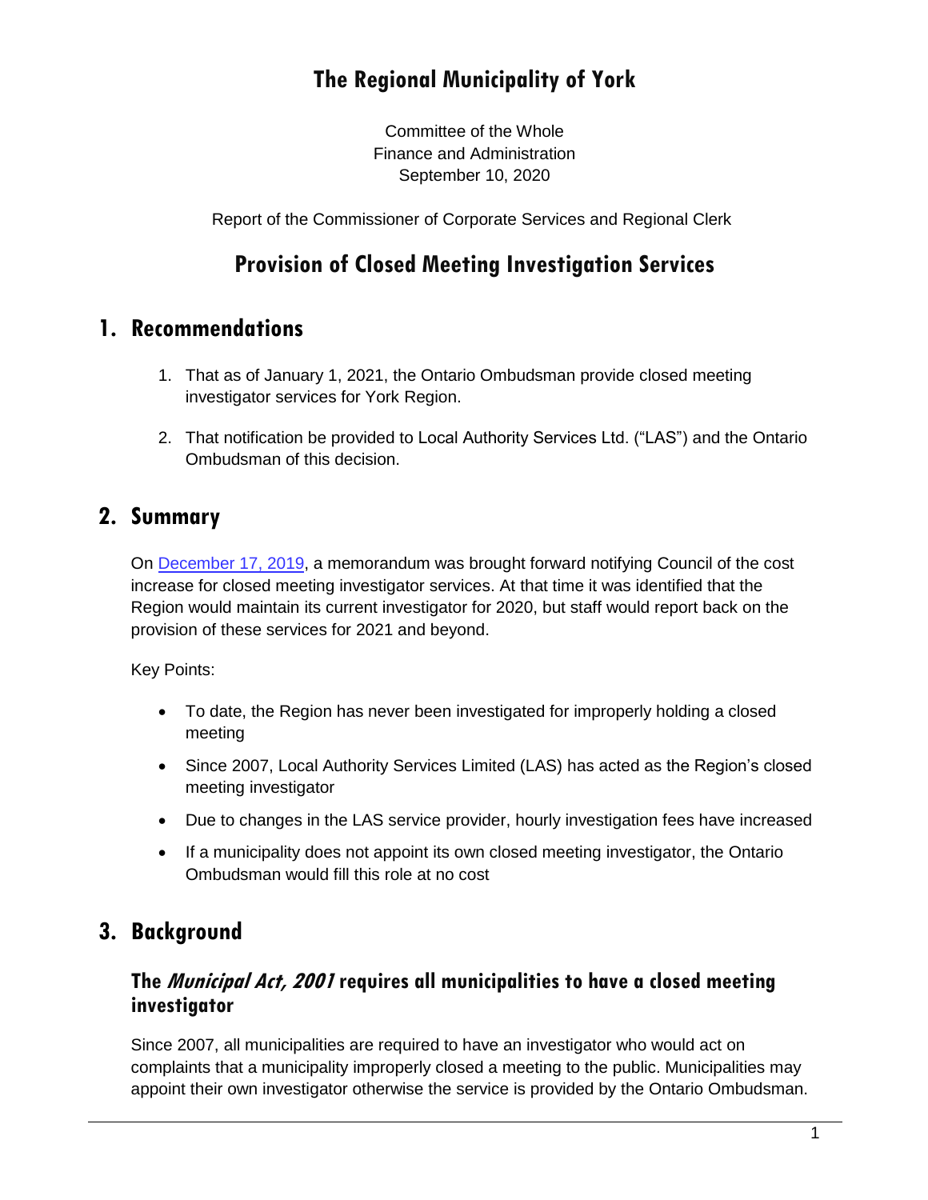# The Regional Municipality of York

Committee of the Whole
Finance and Administration
September 10, 2020

Report of the Commissioner of Corporate Services and Regional Clerk

# Provision of Closed Meeting Investigation Services

## 1. Recommendations

1. That as of January 1, 2021, the Ontario Ombudsman provide closed meeting investigator services for York Region.
2. That notification be provided to Local Authority Services Ltd. ("LAS") and the Ontario Ombudsman of this decision.

## 2. Summary

On December 17, 2019, a memorandum was brought forward notifying Council of the cost increase for closed meeting investigator services. At that time it was identified that the Region would maintain its current investigator for 2020, but staff would report back on the provision of these services for 2021 and beyond.

Key Points:

- To date, the Region has never been investigated for improperly holding a closed meeting
- Since 2007, Local Authority Services Limited (LAS) has acted as the Region's closed meeting investigator
- Due to changes in the LAS service provider, hourly investigation fees have increased
- If a municipality does not appoint its own closed meeting investigator, the Ontario Ombudsman would fill this role at no cost

## 3. Background

### The *Municipal Act, 2001* requires all municipalities to have a closed meeting investigator

Since 2007, all municipalities are required to have an investigator who would act on complaints that a municipality improperly closed a meeting to the public. Municipalities may appoint their own investigator otherwise the service is provided by the Ontario Ombudsman.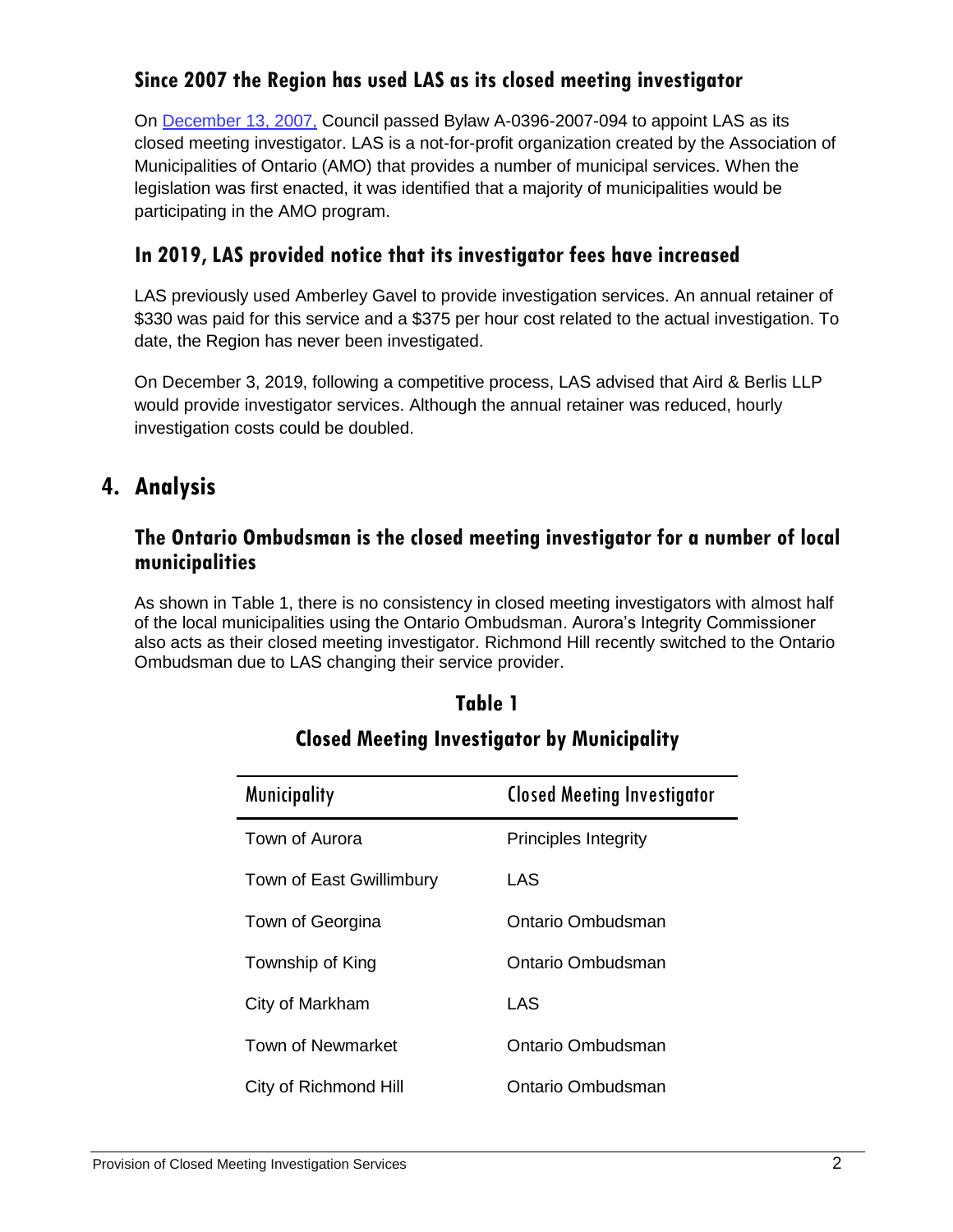### Since 2007 the Region has used LAS as its closed meeting investigator

On December 13, 2007, Council passed Bylaw A-0396-2007-094 to appoint LAS as its closed meeting investigator. LAS is a not-for-profit organization created by the Association of Municipalities of Ontario (AMO) that provides a number of municipal services. When the legislation was first enacted, it was identified that a majority of municipalities would be participating in the AMO program.

### In 2019, LAS provided notice that its investigator fees have increased

LAS previously used Amberley Gavel to provide investigation services. An annual retainer of $330 was paid for this service and a $375 per hour cost related to the actual investigation. To date, the Region has never been investigated.

On December 3, 2019, following a competitive process, LAS advised that Aird & Berlis LLP would provide investigator services. Although the annual retainer was reduced, hourly investigation costs could be doubled.

## 4. Analysis

### The Ontario Ombudsman is the closed meeting investigator for a number of local municipalities

As shown in Table 1, there is no consistency in closed meeting investigators with almost half of the local municipalities using the Ontario Ombudsman. Aurora's Integrity Commissioner also acts as their closed meeting investigator. Richmond Hill recently switched to the Ontario Ombudsman due to LAS changing their service provider.

**Table 1**

**Closed Meeting Investigator by Municipality**

| Municipality | Closed Meeting Investigator |
|---|---|
| Town of Aurora | Principles Integrity |
| Town of East Gwillimbury | LAS |
| Town of Georgina | Ontario Ombudsman |
| Township of King | Ontario Ombudsman |
| City of Markham | LAS |
| Town of Newmarket | Ontario Ombudsman |
| City of Richmond Hill | Ontario Ombudsman |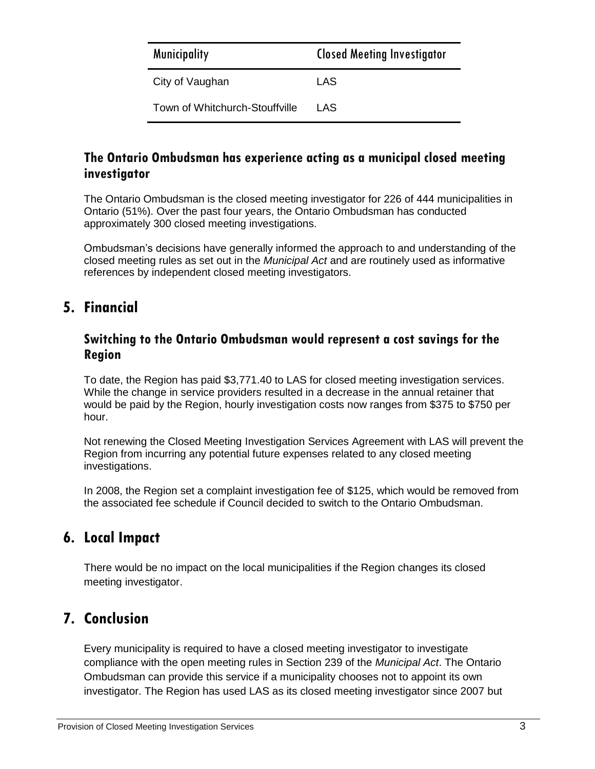| Municipality | Closed Meeting Investigator |
| --- | --- |
| City of Vaughan | LAS |
| Town of Whitchurch-Stouffville | LAS |

### The Ontario Ombudsman has experience acting as a municipal closed meeting investigator

The Ontario Ombudsman is the closed meeting investigator for 226 of 444 municipalities in Ontario (51%). Over the past four years, the Ontario Ombudsman has conducted approximately 300 closed meeting investigations.

Ombudsman's decisions have generally informed the approach to and understanding of the closed meeting rules as set out in the *Municipal Act* and are routinely used as informative references by independent closed meeting investigators.

## 5. Financial

### Switching to the Ontario Ombudsman would represent a cost savings for the Region

To date, the Region has paid $3,771.40 to LAS for closed meeting investigation services. While the change in service providers resulted in a decrease in the annual retainer that would be paid by the Region, hourly investigation costs now ranges from $375 to $750 per hour.

Not renewing the Closed Meeting Investigation Services Agreement with LAS will prevent the Region from incurring any potential future expenses related to any closed meeting investigations.

In 2008, the Region set a complaint investigation fee of $125, which would be removed from the associated fee schedule if Council decided to switch to the Ontario Ombudsman.

## 6. Local Impact

There would be no impact on the local municipalities if the Region changes its closed meeting investigator.

## 7. Conclusion

Every municipality is required to have a closed meeting investigator to investigate compliance with the open meeting rules in Section 239 of the *Municipal Act*. The Ontario Ombudsman can provide this service if a municipality chooses not to appoint its own investigator. The Region has used LAS as its closed meeting investigator since 2007 but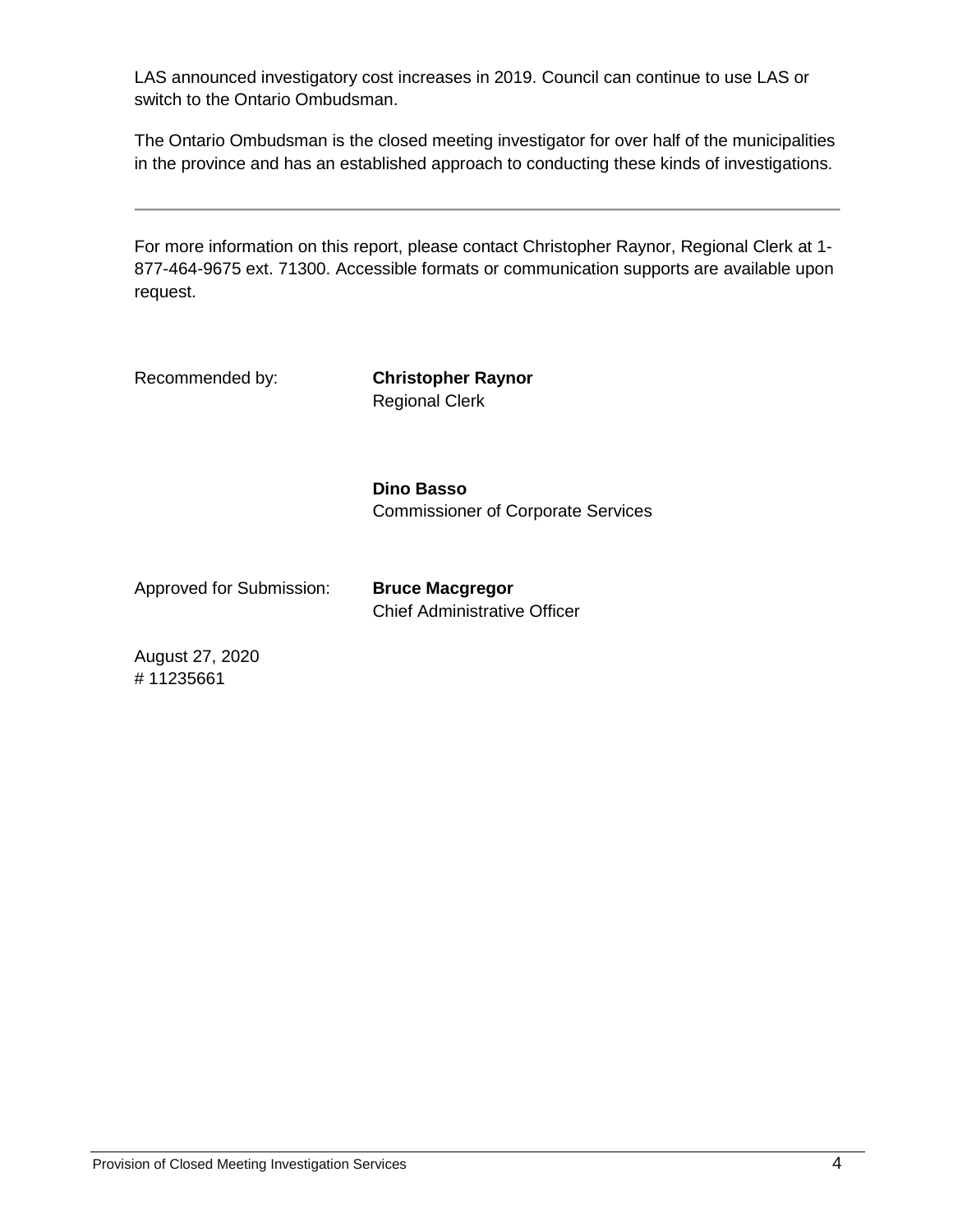LAS announced investigatory cost increases in 2019. Council can continue to use LAS or switch to the Ontario Ombudsman.

The Ontario Ombudsman is the closed meeting investigator for over half of the municipalities in the province and has an established approach to conducting these kinds of investigations.

---

For more information on this report, please contact Christopher Raynor, Regional Clerk at 1-877-464-9675 ext. 71300. Accessible formats or communication supports are available upon request.

Recommended by: **Christopher Raynor**
Regional Clerk

**Dino Basso**
Commissioner of Corporate Services

Approved for Submission: **Bruce Macgregor**
Chief Administrative Officer

August 27, 2020
# 11235661